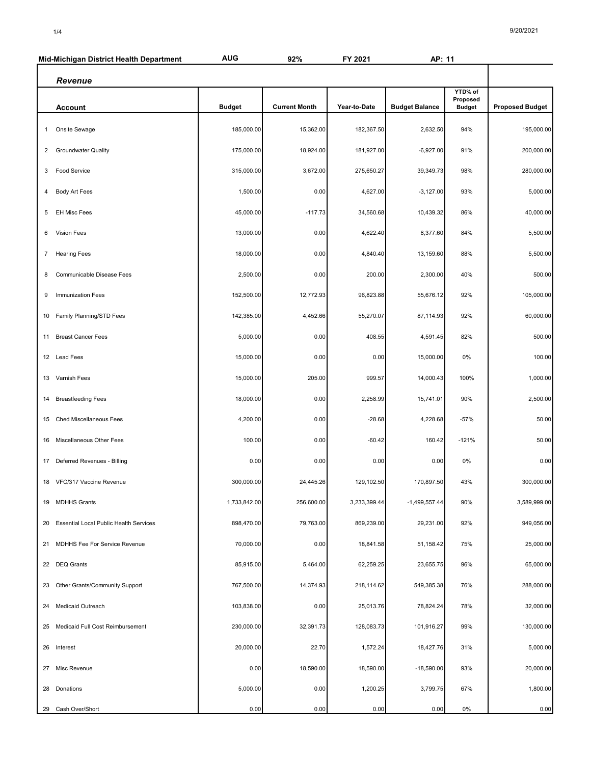| Mid-Michigan District Health Department | AUG | 92% | FY 2021 | AP: 11 | | |
|---|---|---|---|---|---|---|

***Revenue***

| | Account | Budget | Current Month | Year-to-Date | Budget Balance | YTD% of Proposed Budget | Proposed Budget |
|---|---|---|---|---|---|---|---|
| 1 | Onsite Sewage | 185,000.00 | 15,362.00 | 182,367.50 | 2,632.50 | 94% | 195,000.00 |
| 2 | Groundwater Quality | 175,000.00 | 18,924.00 | 181,927.00 | -6,927.00 | 91% | 200,000.00 |
| 3 | Food Service | 315,000.00 | 3,672.00 | 275,650.27 | 39,349.73 | 98% | 280,000.00 |
| 4 | Body Art Fees | 1,500.00 | 0.00 | 4,627.00 | -3,127.00 | 93% | 5,000.00 |
| 5 | EH Misc Fees | 45,000.00 | -117.73 | 34,560.68 | 10,439.32 | 86% | 40,000.00 |
| 6 | Vision Fees | 13,000.00 | 0.00 | 4,622.40 | 8,377.60 | 84% | 5,500.00 |
| 7 | Hearing Fees | 18,000.00 | 0.00 | 4,840.40 | 13,159.60 | 88% | 5,500.00 |
| 8 | Communicable Disease Fees | 2,500.00 | 0.00 | 200.00 | 2,300.00 | 40% | 500.00 |
| 9 | Immunization Fees | 152,500.00 | 12,772.93 | 96,823.88 | 55,676.12 | 92% | 105,000.00 |
| 10 | Family Planning/STD Fees | 142,385.00 | 4,452.66 | 55,270.07 | 87,114.93 | 92% | 60,000.00 |
| 11 | Breast Cancer Fees | 5,000.00 | 0.00 | 408.55 | 4,591.45 | 82% | 500.00 |
| 12 | Lead Fees | 15,000.00 | 0.00 | 0.00 | 15,000.00 | 0% | 100.00 |
| 13 | Varnish Fees | 15,000.00 | 205.00 | 999.57 | 14,000.43 | 100% | 1,000.00 |
| 14 | Breastfeeding Fees | 18,000.00 | 0.00 | 2,258.99 | 15,741.01 | 90% | 2,500.00 |
| 15 | Ched Miscellaneous Fees | 4,200.00 | 0.00 | -28.68 | 4,228.68 | -57% | 50.00 |
| 16 | Miscellaneous Other Fees | 100.00 | 0.00 | -60.42 | 160.42 | -121% | 50.00 |
| 17 | Deferred Revenues - Billing | 0.00 | 0.00 | 0.00 | 0.00 | 0% | 0.00 |
| 18 | VFC/317 Vaccine Revenue | 300,000.00 | 24,445.26 | 129,102.50 | 170,897.50 | 43% | 300,000.00 |
| 19 | MDHHS Grants | 1,733,842.00 | 256,600.00 | 3,233,399.44 | -1,499,557.44 | 90% | 3,589,999.00 |
| 20 | Essential Local Public Health Services | 898,470.00 | 79,763.00 | 869,239.00 | 29,231.00 | 92% | 949,056.00 |
| 21 | MDHHS Fee For Service Revenue | 70,000.00 | 0.00 | 18,841.58 | 51,158.42 | 75% | 25,000.00 |
| 22 | DEQ Grants | 85,915.00 | 5,464.00 | 62,259.25 | 23,655.75 | 96% | 65,000.00 |
| 23 | Other Grants/Community Support | 767,500.00 | 14,374.93 | 218,114.62 | 549,385.38 | 76% | 288,000.00 |
| 24 | Medicaid Outreach | 103,838.00 | 0.00 | 25,013.76 | 78,824.24 | 78% | 32,000.00 |
| 25 | Medicaid Full Cost Reimbursement | 230,000.00 | 32,391.73 | 128,083.73 | 101,916.27 | 99% | 130,000.00 |
| 26 | Interest | 20,000.00 | 22.70 | 1,572.24 | 18,427.76 | 31% | 5,000.00 |
| 27 | Misc Revenue | 0.00 | 18,590.00 | 18,590.00 | -18,590.00 | 93% | 20,000.00 |
| 28 | Donations | 5,000.00 | 0.00 | 1,200.25 | 3,799.75 | 67% | 1,800.00 |
| 29 | Cash Over/Short | 0.00 | 0.00 | 0.00 | 0.00 | 0% | 0.00 |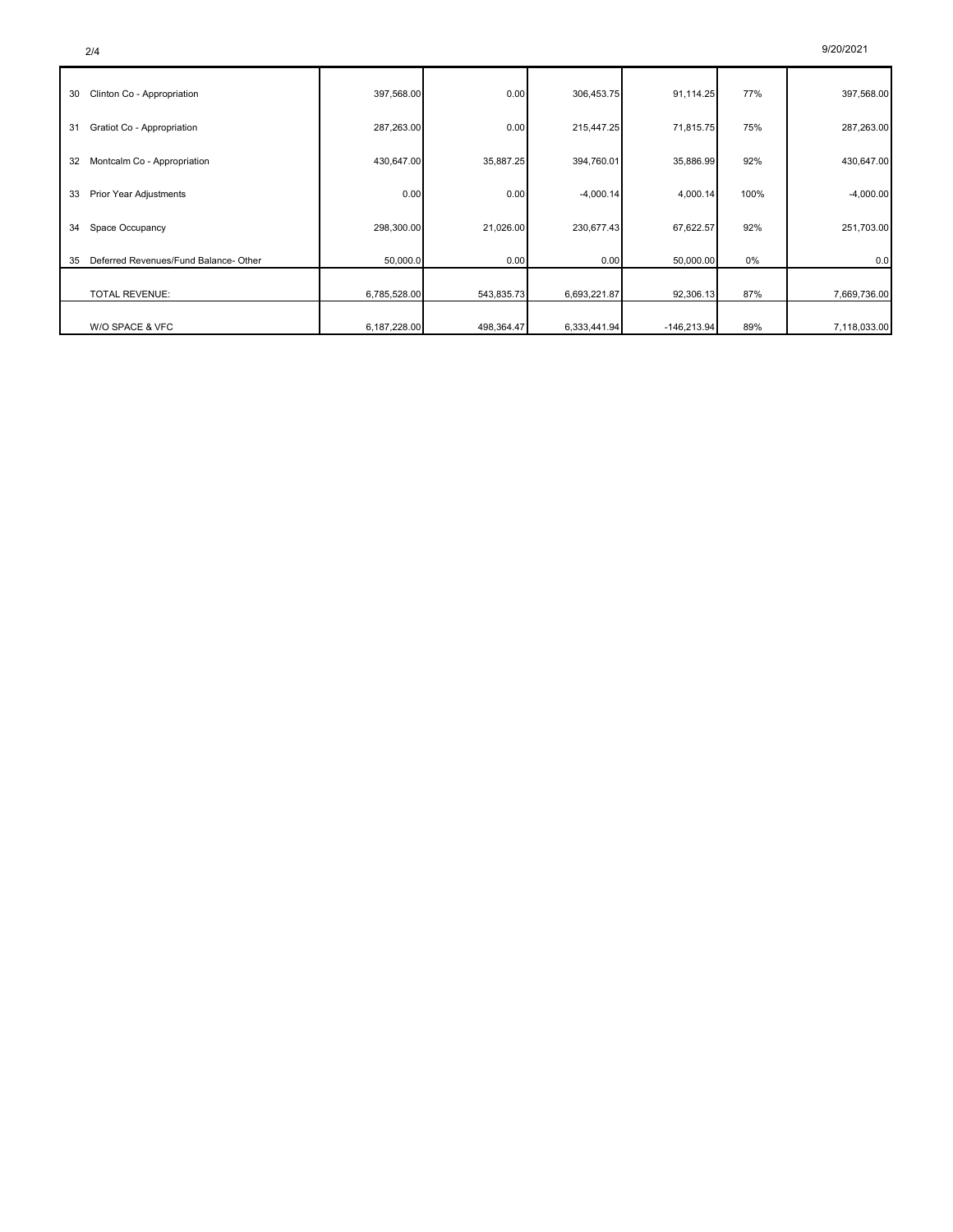| | | | | | | | |
|---|---|---|---|---|---|---|---|
| 30 | Clinton Co - Appropriation | 397,568.00 | 0.00 | 306,453.75 | 91,114.25 | 77% | 397,568.00 |
| 31 | Gratiot Co - Appropriation | 287,263.00 | 0.00 | 215,447.25 | 71,815.75 | 75% | 287,263.00 |
| 32 | Montcalm Co - Appropriation | 430,647.00 | 35,887.25 | 394,760.01 | 35,886.99 | 92% | 430,647.00 |
| 33 | Prior Year Adjustments | 0.00 | 0.00 | -4,000.14 | 4,000.14 | 100% | -4,000.00 |
| 34 | Space Occupancy | 298,300.00 | 21,026.00 | 230,677.43 | 67,622.57 | 92% | 251,703.00 |
| 35 | Deferred Revenues/Fund Balance- Other | 50,000.0 | 0.00 | 0.00 | 50,000.00 | 0% | 0.0 |
| | TOTAL REVENUE: | 6,785,528.00 | 543,835.73 | 6,693,221.87 | 92,306.13 | 87% | 7,669,736.00 |
| | W/O SPACE & VFC | 6,187,228.00 | 498,364.47 | 6,333,441.94 | -146,213.94 | 89% | 7,118,033.00 |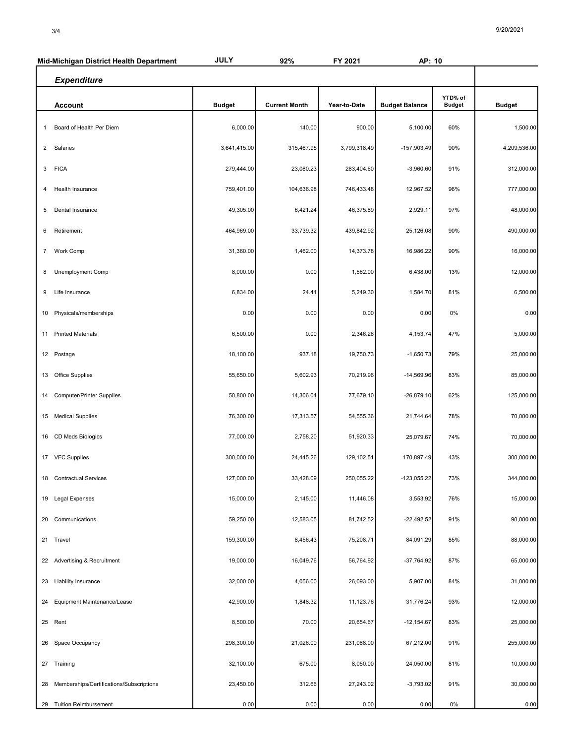| Mid-Michigan District Health Department | JULY | 92% | FY 2021 | AP: 10 | | |
|---|---|---|---|---|---|---|
| ***Expenditure*** | | | | | | |
| **Account** | **Budget** | **Current Month** | **Year-to-Date** | **Budget Balance** | **YTD% of Budget** | **Budget** |
| 1 Board of Health Per Diem | 6,000.00 | 140.00 | 900.00 | 5,100.00 | 60% | 1,500.00 |
| 2 Salaries | 3,641,415.00 | 315,467.95 | 3,799,318.49 | -157,903.49 | 90% | 4,209,536.00 |
| 3 FICA | 279,444.00 | 23,080.23 | 283,404.60 | -3,960.60 | 91% | 312,000.00 |
| 4 Health Insurance | 759,401.00 | 104,636.98 | 746,433.48 | 12,967.52 | 96% | 777,000.00 |
| 5 Dental Insurance | 49,305.00 | 6,421.24 | 46,375.89 | 2,929.11 | 97% | 48,000.00 |
| 6 Retirement | 464,969.00 | 33,739.32 | 439,842.92 | 25,126.08 | 90% | 490,000.00 |
| 7 Work Comp | 31,360.00 | 1,462.00 | 14,373.78 | 16,986.22 | 90% | 16,000.00 |
| 8 Unemployment Comp | 8,000.00 | 0.00 | 1,562.00 | 6,438.00 | 13% | 12,000.00 |
| 9 Life Insurance | 6,834.00 | 24.41 | 5,249.30 | 1,584.70 | 81% | 6,500.00 |
| 10 Physicals/memberships | 0.00 | 0.00 | 0.00 | 0.00 | 0% | 0.00 |
| 11 Printed Materials | 6,500.00 | 0.00 | 2,346.26 | 4,153.74 | 47% | 5,000.00 |
| 12 Postage | 18,100.00 | 937.18 | 19,750.73 | -1,650.73 | 79% | 25,000.00 |
| 13 Office Supplies | 55,650.00 | 5,602.93 | 70,219.96 | -14,569.96 | 83% | 85,000.00 |
| 14 Computer/Printer Supplies | 50,800.00 | 14,306.04 | 77,679.10 | -26,879.10 | 62% | 125,000.00 |
| 15 Medical Supplies | 76,300.00 | 17,313.57 | 54,555.36 | 21,744.64 | 78% | 70,000.00 |
| 16 CD Meds Biologics | 77,000.00 | 2,758.20 | 51,920.33 | 25,079.67 | 74% | 70,000.00 |
| 17 VFC Supplies | 300,000.00 | 24,445.26 | 129,102.51 | 170,897.49 | 43% | 300,000.00 |
| 18 Contractual Services | 127,000.00 | 33,428.09 | 250,055.22 | -123,055.22 | 73% | 344,000.00 |
| 19 Legal Expenses | 15,000.00 | 2,145.00 | 11,446.08 | 3,553.92 | 76% | 15,000.00 |
| 20 Communications | 59,250.00 | 12,583.05 | 81,742.52 | -22,492.52 | 91% | 90,000.00 |
| 21 Travel | 159,300.00 | 8,456.43 | 75,208.71 | 84,091.29 | 85% | 88,000.00 |
| 22 Advertising & Recruitment | 19,000.00 | 16,049.76 | 56,764.92 | -37,764.92 | 87% | 65,000.00 |
| 23 Liability Insurance | 32,000.00 | 4,056.00 | 26,093.00 | 5,907.00 | 84% | 31,000.00 |
| 24 Equipment Maintenance/Lease | 42,900.00 | 1,848.32 | 11,123.76 | 31,776.24 | 93% | 12,000.00 |
| 25 Rent | 8,500.00 | 70.00 | 20,654.67 | -12,154.67 | 83% | 25,000.00 |
| 26 Space Occupancy | 298,300.00 | 21,026.00 | 231,088.00 | 67,212.00 | 91% | 255,000.00 |
| 27 Training | 32,100.00 | 675.00 | 8,050.00 | 24,050.00 | 81% | 10,000.00 |
| 28 Memberships/Certifications/Subscriptions | 23,450.00 | 312.66 | 27,243.02 | -3,793.02 | 91% | 30,000.00 |
| 29 Tuition Reimbursement | 0.00 | 0.00 | 0.00 | 0.00 | 0% | 0.00 |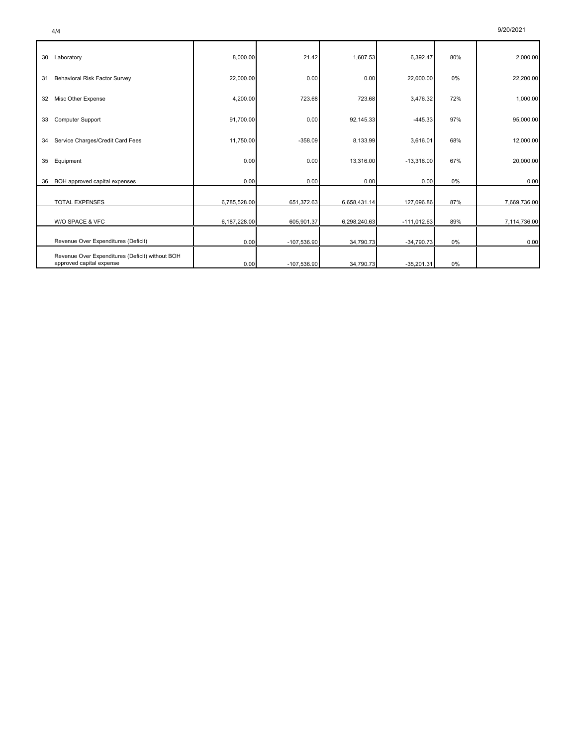| | | | | | | | |
|---|---|---|---|---|---|---|---|
| 30 | Laboratory | 8,000.00 | 21.42 | 1,607.53 | 6,392.47 | 80% | 2,000.00 |
| 31 | Behavioral Risk Factor Survey | 22,000.00 | 0.00 | 0.00 | 22,000.00 | 0% | 22,200.00 |
| 32 | Misc Other Expense | 4,200.00 | 723.68 | 723.68 | 3,476.32 | 72% | 1,000.00 |
| 33 | Computer Support | 91,700.00 | 0.00 | 92,145.33 | -445.33 | 97% | 95,000.00 |
| 34 | Service Charges/Credit Card Fees | 11,750.00 | -358.09 | 8,133.99 | 3,616.01 | 68% | 12,000.00 |
| 35 | Equipment | 0.00 | 0.00 | 13,316.00 | -13,316.00 | 67% | 20,000.00 |
| 36 | BOH approved capital expenses | 0.00 | 0.00 | 0.00 | 0.00 | 0% | 0.00 |
| | TOTAL EXPENSES | 6,785,528.00 | 651,372.63 | 6,658,431.14 | 127,096.86 | 87% | 7,669,736.00 |
| | W/O SPACE & VFC | 6,187,228.00 | 605,901.37 | 6,298,240.63 | -111,012.63 | 89% | 7,114,736.00 |
| | Revenue Over Expenditures (Deficit) | 0.00 | -107,536.90 | 34,790.73 | -34,790.73 | 0% | 0.00 |
| | Revenue Over Expenditures (Deficit) without BOH approved capital expense | 0.00 | -107,536.90 | 34,790.73 | -35,201.31 | 0% | |